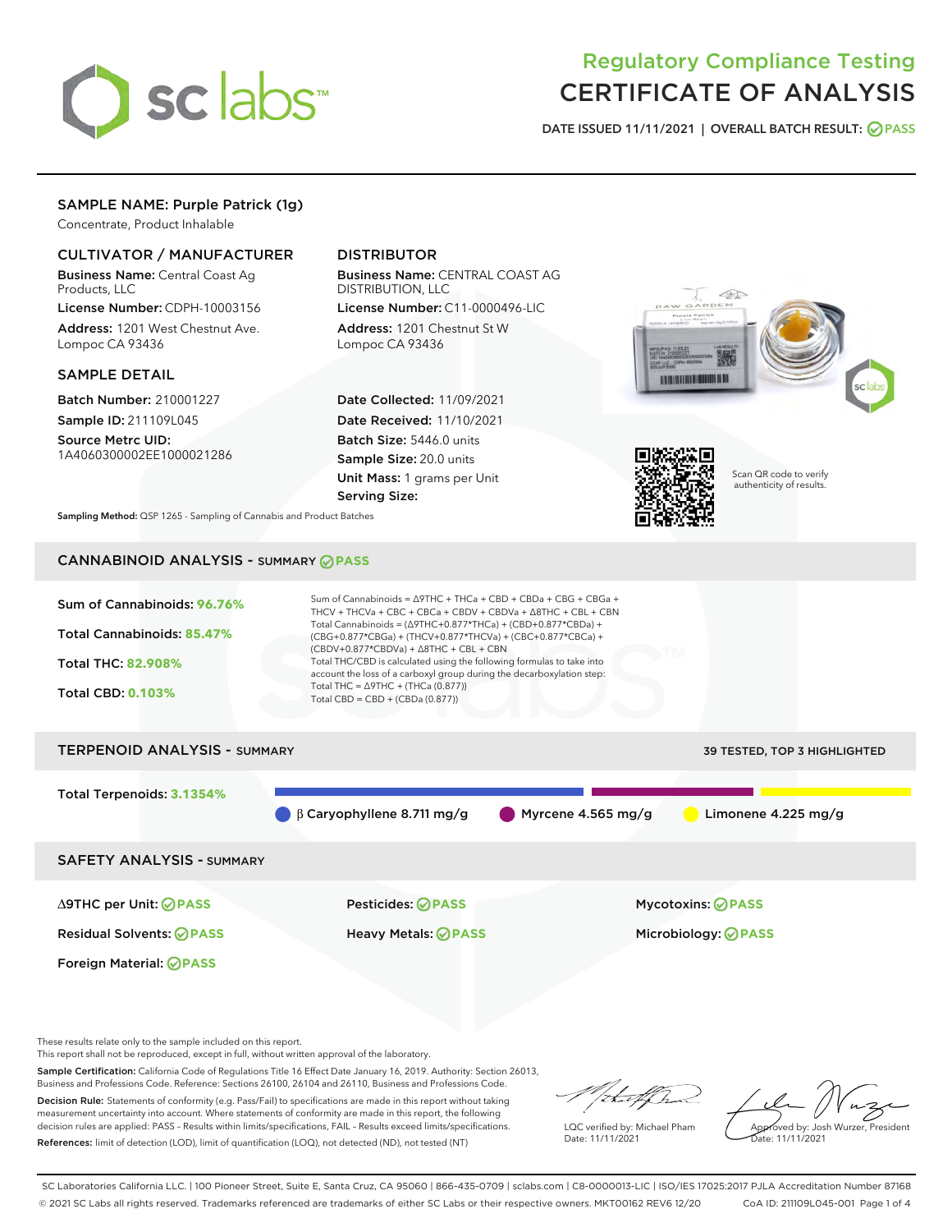# Regulatory Compliance Testing
# CERTIFICATE OF ANALYSIS

DATE ISSUED 11/11/2021 | OVERALL BATCH RESULT: PASS

## SAMPLE NAME: Purple Patrick (1g)

Concentrate, Product Inhalable

### CULTIVATOR / MANUFACTURER

**Business Name:** Central Coast Ag Products, LLC

**License Number:** CDPH-10003156

**Address:** 1201 West Chestnut Ave. Lompoc CA 93436

### DISTRIBUTOR

**Business Name:** CENTRAL COAST AG DISTRIBUTION, LLC

**License Number:** C11-0000496-LIC

**Address:** 1201 Chestnut St W Lompoc CA 93436

### SAMPLE DETAIL

**Batch Number:** 210001227

**Sample ID:** 211109L045

**Source Metrc UID:** 1A4060300002EE1000021286

**Date Collected:** 11/09/2021

**Date Received:** 11/10/2021

**Batch Size:** 5446.0 units

**Sample Size:** 20.0 units

**Unit Mass:** 1 grams per Unit

**Serving Size:**

Scan QR code to verify authenticity of results.

**Sampling Method:** QSP 1265 - Sampling of Cannabis and Product Batches

## CANNABINOID ANALYSIS - SUMMARY PASS

Sum of Cannabinoids: **96.76%**

Total Cannabinoids: **85.47%**

Total THC: **82.908%**

Total CBD: **0.103%**

Sum of Cannabinoids = Δ9THC + THCa + CBD + CBDa + CBG + CBGa + THCV + THCVa + CBC + CBCa + CBDV + CBDVa + Δ8THC + CBL + CBN

Total Cannabinoids = (Δ9THC+0.877*THCa) + (CBD+0.877*CBDa) + (CBG+0.877*CBGa) + (THCV+0.877*THCVa) + (CBC+0.877*CBCa) + (CBDV+0.877*CBDVa) + Δ8THC + CBL + CBN

Total THC/CBD is calculated using the following formulas to take into account the loss of a carboxyl group during the decarboxylation step:

Total THC = Δ9THC + (THCa (0.877))

Total CBD = CBD + (CBDa (0.877))

## TERPENOID ANALYSIS - SUMMARY

39 TESTED, TOP 3 HIGHLIGHTED

Total Terpenoids: **3.1354%**

- β Caryophyllene 8.711 mg/g
- Myrcene 4.565 mg/g
- Limonene 4.225 mg/g

## SAFETY ANALYSIS - SUMMARY

| | | |
|---|---|---|
| Δ9THC per Unit: PASS | Pesticides: PASS | Mycotoxins: PASS |
| Residual Solvents: PASS | Heavy Metals: PASS | Microbiology: PASS |
| Foreign Material: PASS | | |

These results relate only to the sample included on this report.
This report shall not be reproduced, except in full, without written approval of the laboratory.

**Sample Certification:** California Code of Regulations Title 16 Effect Date January 16, 2019. Authority: Section 26013, Business and Professions Code. Reference: Sections 26100, 26104 and 26110, Business and Professions Code.

**Decision Rule:** Statements of conformity (e.g. Pass/Fail) to specifications are made in this report without taking measurement uncertainty into account. Where statements of conformity are made in this report, the following decision rules are applied: PASS – Results within limits/specifications, FAIL – Results exceed limits/specifications.

**References:** limit of detection (LOD), limit of quantification (LOQ), not detected (ND), not tested (NT)

LQC verified by: Michael Pham
Date: 11/11/2021

Approved by: Josh Wurzer, President
Date: 11/11/2021

SC Laboratories California LLC. | 100 Pioneer Street, Suite E, Santa Cruz, CA 95060 | 866-435-0709 | sclabs.com | C8-0000013-LIC | ISO/IES 17025:2017 PJLA Accreditation Number 87168
© 2021 SC Labs all rights reserved. Trademarks referenced are trademarks of either SC Labs or their respective owners. MKT00162 REV6 12/20 CoA ID: 211109L045-001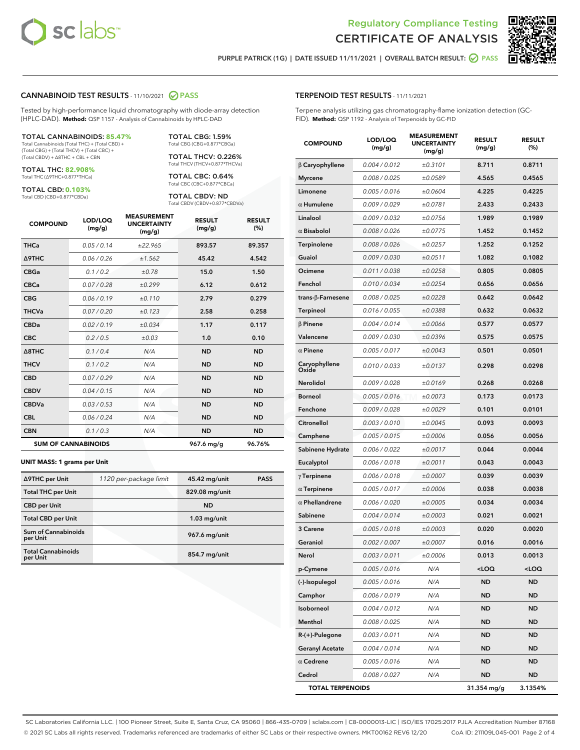# Regulatory Compliance Testing
# CERTIFICATE OF ANALYSIS

PURPLE PATRICK (1G) | DATE ISSUED 11/11/2021 | OVERALL BATCH RESULT: PASS

## CANNABINOID TEST RESULTS - 11/10/2021 PASS

Tested by high-performance liquid chromatography with diode-array detection (HPLC-DAD). **Method:** QSP 1157 - Analysis of Cannabinoids by HPLC-DAD

**TOTAL CANNABINOIDS: 85.47%**
Total Cannabinoids (Total THC) + (Total CBD) + (Total CBG) + (Total THCV) + (Total CBC) + (Total CBDV) + Δ8THC + CBL + CBN

**TOTAL THC: 82.908%**
Total THC (Δ9THC+0.877*THCa)

**TOTAL CBD: 0.103%**
Total CBD (CBD+0.877*CBDa)

**TOTAL CBG: 1.59%**
Total CBG (CBG+0.877*CBGa)

**TOTAL THCV: 0.226%**
Total THCV (THCV+0.877*THCVa)

**TOTAL CBC: 0.64%**
Total CBC (CBC+0.877*CBCa)

**TOTAL CBDV: ND**
Total CBDV (CBDV+0.877*CBDVa)

| COMPOUND | LOD/LOQ (mg/g) | MEASUREMENT UNCERTAINTY (mg/g) | RESULT (mg/g) | RESULT (%) |
|---|---|---|---|---|
| THCa | 0.05 / 0.14 | ±22.965 | 893.57 | 89.357 |
| Δ9THC | 0.06 / 0.26 | ±1.562 | 45.42 | 4.542 |
| CBGa | 0.1 / 0.2 | ±0.78 | 15.0 | 1.50 |
| CBCa | 0.07 / 0.28 | ±0.299 | 6.12 | 0.612 |
| CBG | 0.06 / 0.19 | ±0.110 | 2.79 | 0.279 |
| THCVa | 0.07 / 0.20 | ±0.123 | 2.58 | 0.258 |
| CBDa | 0.02 / 0.19 | ±0.034 | 1.17 | 0.117 |
| CBC | 0.2 / 0.5 | ±0.03 | 1.0 | 0.10 |
| Δ8THC | 0.1 / 0.4 | N/A | ND | ND |
| THCV | 0.1 / 0.2 | N/A | ND | ND |
| CBD | 0.07 / 0.29 | N/A | ND | ND |
| CBDV | 0.04 / 0.15 | N/A | ND | ND |
| CBDVa | 0.03 / 0.53 | N/A | ND | ND |
| CBL | 0.06 / 0.24 | N/A | ND | ND |
| CBN | 0.1 / 0.3 | N/A | ND | ND |
| **SUM OF CANNABINOIDS** | | | 967.6 mg/g | 96.76% |

**UNIT MASS: 1 grams per Unit**

| | | | |
|---|---|---|---|
| Δ9THC per Unit | 1120 per-package limit | 45.42 mg/unit | PASS |
| Total THC per Unit | | 829.08 mg/unit | |
| CBD per Unit | | ND | |
| Total CBD per Unit | | 1.03 mg/unit | |
| Sum of Cannabinoids per Unit | | 967.6 mg/unit | |
| Total Cannabinoids per Unit | | 854.7 mg/unit | |

## TERPENOID TEST RESULTS - 11/11/2021

Terpene analysis utilizing gas chromatography-flame ionization detection (GC-FID). **Method:** QSP 1192 - Analysis of Terpenoids by GC-FID

| COMPOUND | LOD/LOQ (mg/g) | MEASUREMENT UNCERTAINTY (mg/g) | RESULT (mg/g) | RESULT (%) |
|---|---|---|---|---|
| β Caryophyllene | 0.004 / 0.012 | ±0.3101 | 8.711 | 0.8711 |
| Myrcene | 0.008 / 0.025 | ±0.0589 | 4.565 | 0.4565 |
| Limonene | 0.005 / 0.016 | ±0.0604 | 4.225 | 0.4225 |
| α Humulene | 0.009 / 0.029 | ±0.0781 | 2.433 | 0.2433 |
| Linalool | 0.009 / 0.032 | ±0.0756 | 1.989 | 0.1989 |
| α Bisabolol | 0.008 / 0.026 | ±0.0775 | 1.452 | 0.1452 |
| Terpinolene | 0.008 / 0.026 | ±0.0257 | 1.252 | 0.1252 |
| Guaiol | 0.009 / 0.030 | ±0.0511 | 1.082 | 0.1082 |
| Ocimene | 0.011 / 0.038 | ±0.0258 | 0.805 | 0.0805 |
| Fenchol | 0.010 / 0.034 | ±0.0254 | 0.656 | 0.0656 |
| trans-β-Farnesene | 0.008 / 0.025 | ±0.0228 | 0.642 | 0.0642 |
| Terpineol | 0.016 / 0.055 | ±0.0388 | 0.632 | 0.0632 |
| β Pinene | 0.004 / 0.014 | ±0.0066 | 0.577 | 0.0577 |
| Valencene | 0.009 / 0.030 | ±0.0396 | 0.575 | 0.0575 |
| α Pinene | 0.005 / 0.017 | ±0.0043 | 0.501 | 0.0501 |
| Caryophyllene Oxide | 0.010 / 0.033 | ±0.0137 | 0.298 | 0.0298 |
| Nerolidol | 0.009 / 0.028 | ±0.0169 | 0.268 | 0.0268 |
| Borneol | 0.005 / 0.016 | ±0.0073 | 0.173 | 0.0173 |
| Fenchone | 0.009 / 0.028 | ±0.0029 | 0.101 | 0.0101 |
| Citronellol | 0.003 / 0.010 | ±0.0045 | 0.093 | 0.0093 |
| Camphene | 0.005 / 0.015 | ±0.0006 | 0.056 | 0.0056 |
| Sabinene Hydrate | 0.006 / 0.022 | ±0.0017 | 0.044 | 0.0044 |
| Eucalyptol | 0.006 / 0.018 | ±0.0011 | 0.043 | 0.0043 |
| γ Terpinene | 0.006 / 0.018 | ±0.0007 | 0.039 | 0.0039 |
| α Terpinene | 0.005 / 0.017 | ±0.0006 | 0.038 | 0.0038 |
| α Phellandrene | 0.006 / 0.020 | ±0.0005 | 0.034 | 0.0034 |
| Sabinene | 0.004 / 0.014 | ±0.0003 | 0.021 | 0.0021 |
| 3 Carene | 0.005 / 0.018 | ±0.0003 | 0.020 | 0.0020 |
| Geraniol | 0.002 / 0.007 | ±0.0007 | 0.016 | 0.0016 |
| Nerol | 0.003 / 0.011 | ±0.0006 | 0.013 | 0.0013 |
| p-Cymene | 0.005 / 0.016 | N/A | <LOQ | <LOQ |
| (-)-Isopulegol | 0.005 / 0.016 | N/A | ND | ND |
| Camphor | 0.006 / 0.019 | N/A | ND | ND |
| Isoborneol | 0.004 / 0.012 | N/A | ND | ND |
| Menthol | 0.008 / 0.025 | N/A | ND | ND |
| R-(+)-Pulegone | 0.003 / 0.011 | N/A | ND | ND |
| Geranyl Acetate | 0.004 / 0.014 | N/A | ND | ND |
| α Cedrene | 0.005 / 0.016 | N/A | ND | ND |
| Cedrol | 0.008 / 0.027 | N/A | ND | ND |
| **TOTAL TERPENOIDS** | | | 31.354 mg/g | 3.1354% |

SC Laboratories California LLC. | 100 Pioneer Street, Suite E, Santa Cruz, CA 95060 | 866-435-0709 | sclabs.com | C8-0000013-LIC | ISO/IES 17025:2017 PJLA Accreditation Number 87168
© 2021 SC Labs all rights reserved. Trademarks referenced are trademarks of either SC Labs or their respective owners. MKT00162 REV6 12/20 CoA ID: 211109L045-001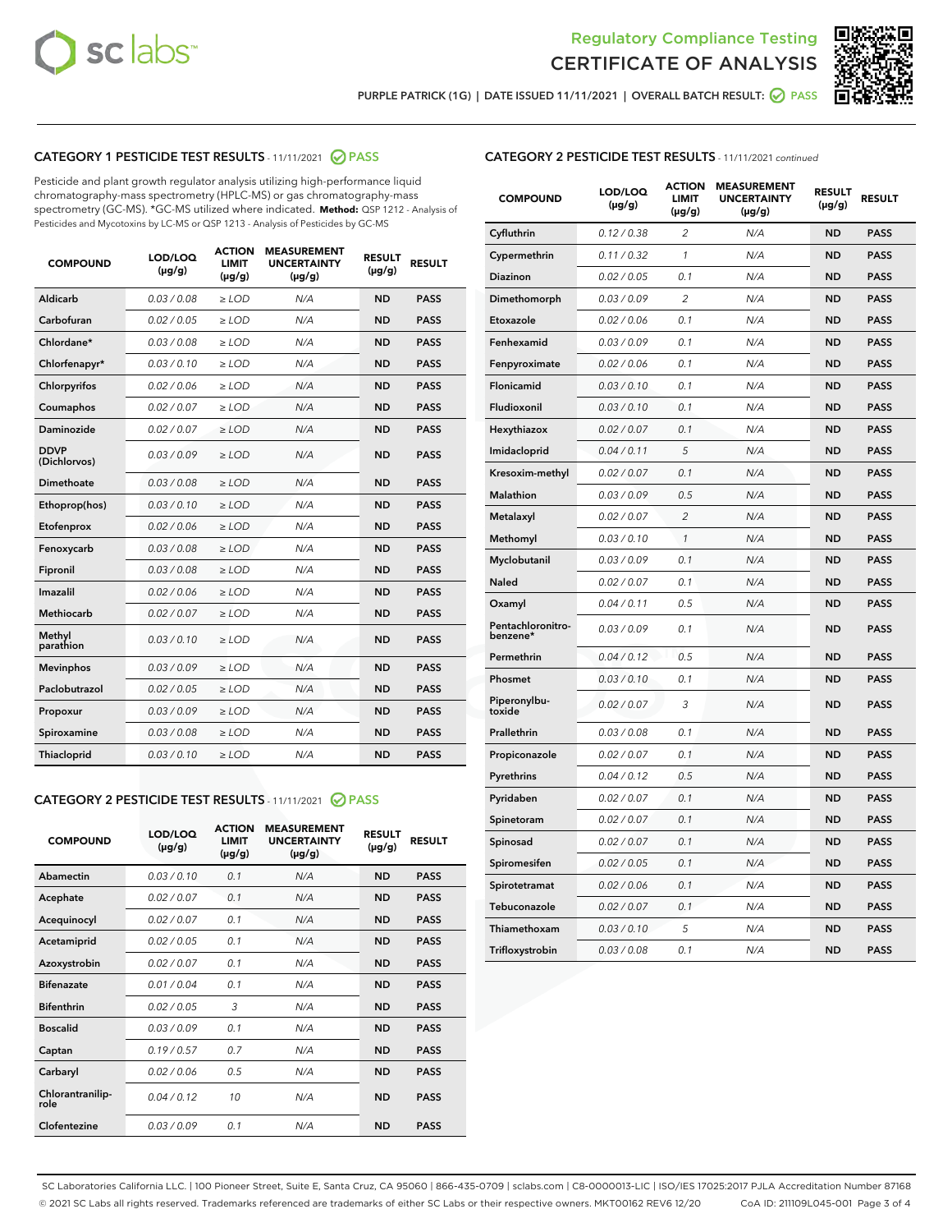# Regulatory Compliance Testing
# CERTIFICATE OF ANALYSIS

PURPLE PATRICK (1G) | DATE ISSUED 11/11/2021 | OVERALL BATCH RESULT: PASS

## CATEGORY 1 PESTICIDE TEST RESULTS - 11/11/2021 PASS

Pesticide and plant growth regulator analysis utilizing high-performance liquid chromatography-mass spectrometry (HPLC-MS) or gas chromatography-mass spectrometry (GC-MS). *GC-MS utilized where indicated. **Method:** QSP 1212 - Analysis of Pesticides and Mycotoxins by LC-MS or QSP 1213 - Analysis of Pesticides by GC-MS

| COMPOUND | LOD/LOQ (µg/g) | ACTION LIMIT (µg/g) | MEASUREMENT UNCERTAINTY (µg/g) | RESULT (µg/g) | RESULT |
|---|---|---|---|---|---|
| Aldicarb | 0.03 / 0.08 | ≥ LOD | N/A | ND | PASS |
| Carbofuran | 0.02 / 0.05 | ≥ LOD | N/A | ND | PASS |
| Chlordane* | 0.03 / 0.08 | ≥ LOD | N/A | ND | PASS |
| Chlorfenapyr* | 0.03 / 0.10 | ≥ LOD | N/A | ND | PASS |
| Chlorpyrifos | 0.02 / 0.06 | ≥ LOD | N/A | ND | PASS |
| Coumaphos | 0.02 / 0.07 | ≥ LOD | N/A | ND | PASS |
| Daminozide | 0.02 / 0.07 | ≥ LOD | N/A | ND | PASS |
| DDVP (Dichlorvos) | 0.03 / 0.09 | ≥ LOD | N/A | ND | PASS |
| Dimethoate | 0.03 / 0.08 | ≥ LOD | N/A | ND | PASS |
| Ethoprop(hos) | 0.03 / 0.10 | ≥ LOD | N/A | ND | PASS |
| Etofenprox | 0.02 / 0.06 | ≥ LOD | N/A | ND | PASS |
| Fenoxycarb | 0.03 / 0.08 | ≥ LOD | N/A | ND | PASS |
| Fipronil | 0.03 / 0.08 | ≥ LOD | N/A | ND | PASS |
| Imazalil | 0.02 / 0.06 | ≥ LOD | N/A | ND | PASS |
| Methiocarb | 0.02 / 0.07 | ≥ LOD | N/A | ND | PASS |
| Methyl parathion | 0.03 / 0.10 | ≥ LOD | N/A | ND | PASS |
| Mevinphos | 0.03 / 0.09 | ≥ LOD | N/A | ND | PASS |
| Paclobutrazol | 0.02 / 0.05 | ≥ LOD | N/A | ND | PASS |
| Propoxur | 0.03 / 0.09 | ≥ LOD | N/A | ND | PASS |
| Spiroxamine | 0.03 / 0.08 | ≥ LOD | N/A | ND | PASS |
| Thiacloprid | 0.03 / 0.10 | ≥ LOD | N/A | ND | PASS |

## CATEGORY 2 PESTICIDE TEST RESULTS - 11/11/2021 PASS

| COMPOUND | LOD/LOQ (µg/g) | ACTION LIMIT (µg/g) | MEASUREMENT UNCERTAINTY (µg/g) | RESULT (µg/g) | RESULT |
|---|---|---|---|---|---|
| Abamectin | 0.03 / 0.10 | 0.1 | N/A | ND | PASS |
| Acephate | 0.02 / 0.07 | 0.1 | N/A | ND | PASS |
| Acequinocyl | 0.02 / 0.07 | 0.1 | N/A | ND | PASS |
| Acetamiprid | 0.02 / 0.05 | 0.1 | N/A | ND | PASS |
| Azoxystrobin | 0.02 / 0.07 | 0.1 | N/A | ND | PASS |
| Bifenazate | 0.01 / 0.04 | 0.1 | N/A | ND | PASS |
| Bifenthrin | 0.02 / 0.05 | 3 | N/A | ND | PASS |
| Boscalid | 0.03 / 0.09 | 0.1 | N/A | ND | PASS |
| Captan | 0.19 / 0.57 | 0.7 | N/A | ND | PASS |
| Carbaryl | 0.02 / 0.06 | 0.5 | N/A | ND | PASS |
| Chlorantraniliprole | 0.04 / 0.12 | 10 | N/A | ND | PASS |
| Clofentezine | 0.03 / 0.09 | 0.1 | N/A | ND | PASS |
| Cyfluthrin | 0.12 / 0.38 | 2 | N/A | ND | PASS |
| Cypermethrin | 0.11 / 0.32 | 1 | N/A | ND | PASS |
| Diazinon | 0.02 / 0.05 | 0.1 | N/A | ND | PASS |
| Dimethomorph | 0.03 / 0.09 | 2 | N/A | ND | PASS |
| Etoxazole | 0.02 / 0.06 | 0.1 | N/A | ND | PASS |
| Fenhexamid | 0.03 / 0.09 | 0.1 | N/A | ND | PASS |
| Fenpyroximate | 0.02 / 0.06 | 0.1 | N/A | ND | PASS |
| Flonicamid | 0.03 / 0.10 | 0.1 | N/A | ND | PASS |
| Fludioxonil | 0.03 / 0.10 | 0.1 | N/A | ND | PASS |
| Hexythiazox | 0.02 / 0.07 | 0.1 | N/A | ND | PASS |
| Imidacloprid | 0.04 / 0.11 | 5 | N/A | ND | PASS |
| Kresoxim-methyl | 0.02 / 0.07 | 0.1 | N/A | ND | PASS |
| Malathion | 0.03 / 0.09 | 0.5 | N/A | ND | PASS |
| Metalaxyl | 0.02 / 0.07 | 2 | N/A | ND | PASS |
| Methomyl | 0.03 / 0.10 | 1 | N/A | ND | PASS |
| Myclobutanil | 0.03 / 0.09 | 0.1 | N/A | ND | PASS |
| Naled | 0.02 / 0.07 | 0.1 | N/A | ND | PASS |
| Oxamyl | 0.04 / 0.11 | 0.5 | N/A | ND | PASS |
| Pentachloronitrobenzene* | 0.03 / 0.09 | 0.1 | N/A | ND | PASS |
| Permethrin | 0.04 / 0.12 | 0.5 | N/A | ND | PASS |
| Phosmet | 0.03 / 0.10 | 0.1 | N/A | ND | PASS |
| Piperonylbutoxide | 0.02 / 0.07 | 3 | N/A | ND | PASS |
| Prallethrin | 0.03 / 0.08 | 0.1 | N/A | ND | PASS |
| Propiconazole | 0.02 / 0.07 | 0.1 | N/A | ND | PASS |
| Pyrethrins | 0.04 / 0.12 | 0.5 | N/A | ND | PASS |
| Pyridaben | 0.02 / 0.07 | 0.1 | N/A | ND | PASS |
| Spinetoram | 0.02 / 0.07 | 0.1 | N/A | ND | PASS |
| Spinosad | 0.02 / 0.07 | 0.1 | N/A | ND | PASS |
| Spiromesifen | 0.02 / 0.05 | 0.1 | N/A | ND | PASS |
| Spirotetramat | 0.02 / 0.06 | 0.1 | N/A | ND | PASS |
| Tebuconazole | 0.02 / 0.07 | 0.1 | N/A | ND | PASS |
| Thiamethoxam | 0.03 / 0.10 | 5 | N/A | ND | PASS |
| Trifloxystrobin | 0.03 / 0.08 | 0.1 | N/A | ND | PASS |

SC Laboratories California LLC. | 100 Pioneer Street, Suite E, Santa Cruz, CA 95060 | 866-435-0709 | sclabs.com | C8-0000013-LIC | ISO/IES 17025:2017 PJLA Accreditation Number 87168
© 2021 SC Labs all rights reserved. Trademarks referenced are trademarks of either SC Labs or their respective owners. MKT00162 REV6 12/20 CoA ID: 211109L045-001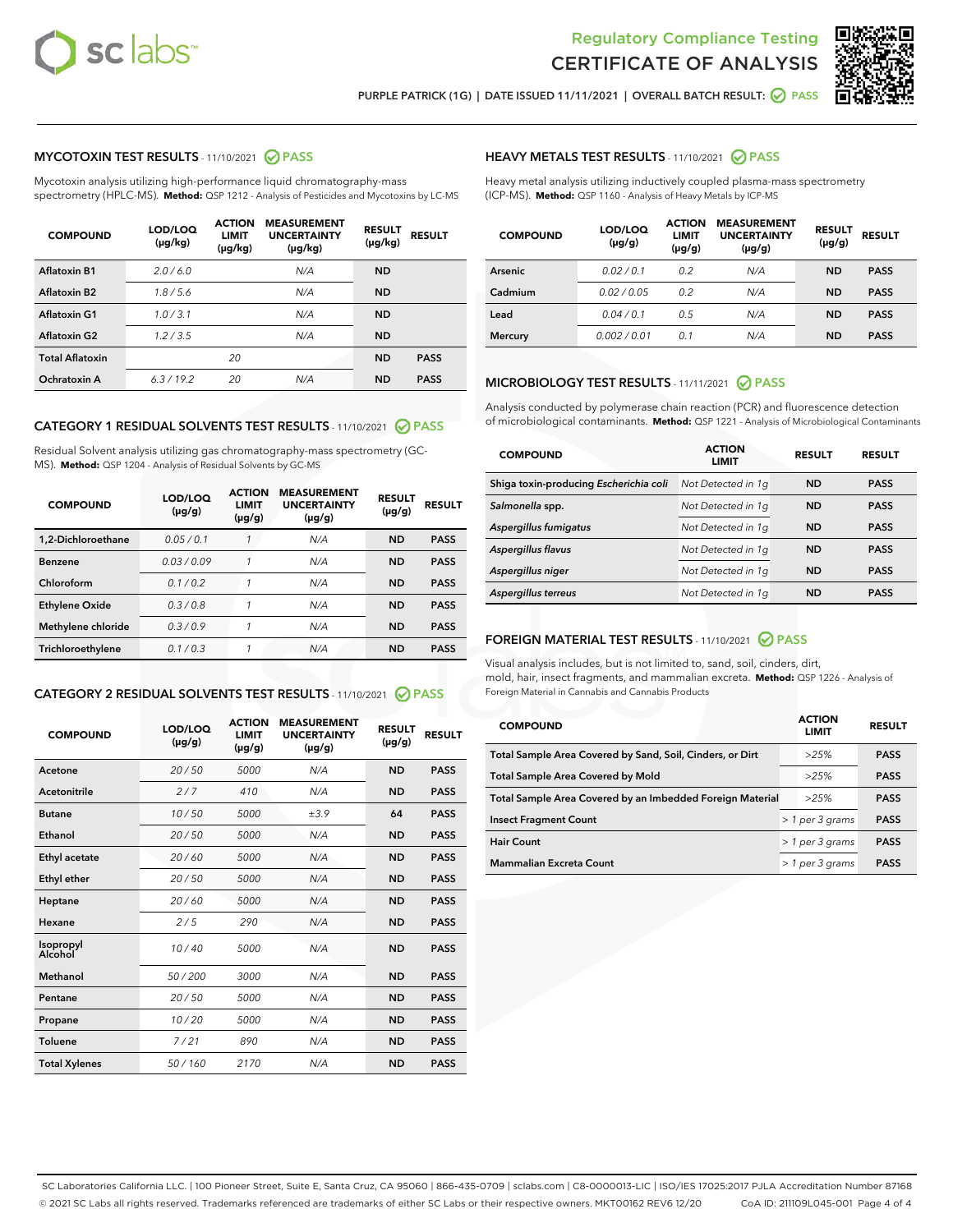Regulatory Compliance Testing
CERTIFICATE OF ANALYSIS

PURPLE PATRICK (1G) | DATE ISSUED 11/11/2021 | OVERALL BATCH RESULT: PASS

## MYCOTOXIN TEST RESULTS - 11/10/2021 PASS

Mycotoxin analysis utilizing high-performance liquid chromatography-mass spectrometry (HPLC-MS). **Method:** QSP 1212 - Analysis of Pesticides and Mycotoxins by LC-MS

| COMPOUND | LOD/LOQ (µg/kg) | ACTION LIMIT (µg/kg) | MEASUREMENT UNCERTAINTY (µg/kg) | RESULT (µg/kg) | RESULT |
|---|---|---|---|---|---|
| Aflatoxin B1 | 2.0 / 6.0 | | N/A | ND | |
| Aflatoxin B2 | 1.8 / 5.6 | | N/A | ND | |
| Aflatoxin G1 | 1.0 / 3.1 | | N/A | ND | |
| Aflatoxin G2 | 1.2 / 3.5 | | N/A | ND | |
| Total Aflatoxin | | 20 | | ND | PASS |
| Ochratoxin A | 6.3 / 19.2 | 20 | N/A | ND | PASS |

## CATEGORY 1 RESIDUAL SOLVENTS TEST RESULTS - 11/10/2021 PASS

Residual Solvent analysis utilizing gas chromatography-mass spectrometry (GC-MS). **Method:** QSP 1204 - Analysis of Residual Solvents by GC-MS

| COMPOUND | LOD/LOQ (µg/g) | ACTION LIMIT (µg/g) | MEASUREMENT UNCERTAINTY (µg/g) | RESULT (µg/g) | RESULT |
|---|---|---|---|---|---|
| 1,2-Dichloroethane | 0.05 / 0.1 | 1 | N/A | ND | PASS |
| Benzene | 0.03 / 0.09 | 1 | N/A | ND | PASS |
| Chloroform | 0.1 / 0.2 | 1 | N/A | ND | PASS |
| Ethylene Oxide | 0.3 / 0.8 | 1 | N/A | ND | PASS |
| Methylene chloride | 0.3 / 0.9 | 1 | N/A | ND | PASS |
| Trichloroethylene | 0.1 / 0.3 | 1 | N/A | ND | PASS |

## CATEGORY 2 RESIDUAL SOLVENTS TEST RESULTS - 11/10/2021 PASS

| COMPOUND | LOD/LOQ (µg/g) | ACTION LIMIT (µg/g) | MEASUREMENT UNCERTAINTY (µg/g) | RESULT (µg/g) | RESULT |
|---|---|---|---|---|---|
| Acetone | 20 / 50 | 5000 | N/A | ND | PASS |
| Acetonitrile | 2 / 7 | 410 | N/A | ND | PASS |
| Butane | 10 / 50 | 5000 | ±3.9 | 64 | PASS |
| Ethanol | 20 / 50 | 5000 | N/A | ND | PASS |
| Ethyl acetate | 20 / 60 | 5000 | N/A | ND | PASS |
| Ethyl ether | 20 / 50 | 5000 | N/A | ND | PASS |
| Heptane | 20 / 60 | 5000 | N/A | ND | PASS |
| Hexane | 2 / 5 | 290 | N/A | ND | PASS |
| Isopropyl Alcohol | 10 / 40 | 5000 | N/A | ND | PASS |
| Methanol | 50 / 200 | 3000 | N/A | ND | PASS |
| Pentane | 20 / 50 | 5000 | N/A | ND | PASS |
| Propane | 10 / 20 | 5000 | N/A | ND | PASS |
| Toluene | 7 / 21 | 890 | N/A | ND | PASS |
| Total Xylenes | 50 / 160 | 2170 | N/A | ND | PASS |

## HEAVY METALS TEST RESULTS - 11/10/2021 PASS

Heavy metal analysis utilizing inductively coupled plasma-mass spectrometry (ICP-MS). **Method:** QSP 1160 - Analysis of Heavy Metals by ICP-MS

| COMPOUND | LOD/LOQ (µg/g) | ACTION LIMIT (µg/g) | MEASUREMENT UNCERTAINTY (µg/g) | RESULT (µg/g) | RESULT |
|---|---|---|---|---|---|
| Arsenic | 0.02 / 0.1 | 0.2 | N/A | ND | PASS |
| Cadmium | 0.02 / 0.05 | 0.2 | N/A | ND | PASS |
| Lead | 0.04 / 0.1 | 0.5 | N/A | ND | PASS |
| Mercury | 0.002 / 0.01 | 0.1 | N/A | ND | PASS |

## MICROBIOLOGY TEST RESULTS - 11/11/2021 PASS

Analysis conducted by polymerase chain reaction (PCR) and fluorescence detection of microbiological contaminants. **Method:** QSP 1221 - Analysis of Microbiological Contaminants

| COMPOUND | ACTION LIMIT | RESULT | RESULT |
|---|---|---|---|
| Shiga toxin-producing *Escherichia coli* | Not Detected in 1g | ND | PASS |
| *Salmonella* spp. | Not Detected in 1g | ND | PASS |
| *Aspergillus fumigatus* | Not Detected in 1g | ND | PASS |
| *Aspergillus flavus* | Not Detected in 1g | ND | PASS |
| *Aspergillus niger* | Not Detected in 1g | ND | PASS |
| *Aspergillus terreus* | Not Detected in 1g | ND | PASS |

## FOREIGN MATERIAL TEST RESULTS - 11/10/2021 PASS

Visual analysis includes, but is not limited to, sand, soil, cinders, dirt, mold, hair, insect fragments, and mammalian excreta. **Method:** QSP 1226 - Analysis of Foreign Material in Cannabis and Cannabis Products

| COMPOUND | ACTION LIMIT | RESULT |
|---|---|---|
| Total Sample Area Covered by Sand, Soil, Cinders, or Dirt | >25% | PASS |
| Total Sample Area Covered by Mold | >25% | PASS |
| Total Sample Area Covered by an Imbedded Foreign Material | >25% | PASS |
| Insect Fragment Count | > 1 per 3 grams | PASS |
| Hair Count | > 1 per 3 grams | PASS |
| Mammalian Excreta Count | > 1 per 3 grams | PASS |

SC Laboratories California LLC. | 100 Pioneer Street, Suite E, Santa Cruz, CA 95060 | 866-435-0709 | sclabs.com | C8-0000013-LIC | ISO/IES 17025:2017 PJLA Accreditation Number 87168
© 2021 SC Labs all rights reserved. Trademarks referenced are trademarks of either SC Labs or their respective owners. MKT00162 REV6 12/20 CoA ID: 211109L045-001